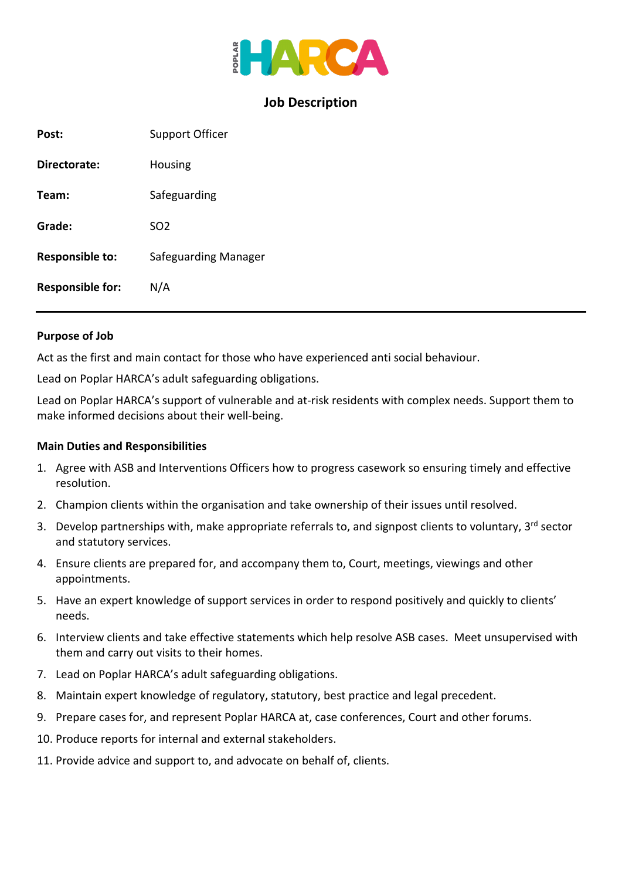# Job Description

| | |
|---|---|
| **Post:** | Support Officer |
| **Directorate:** | Housing |
| **Team:** | Safeguarding |
| **Grade:** | SO2 |
| **Responsible to:** | Safeguarding Manager |
| **Responsible for:** | N/A |

---

**Purpose of Job**

Act as the first and main contact for those who have experienced anti social behaviour.

Lead on Poplar HARCA's adult safeguarding obligations.

Lead on Poplar HARCA's support of vulnerable and at-risk residents with complex needs. Support them to make informed decisions about their well-being.

**Main Duties and Responsibilities**

1. Agree with ASB and Interventions Officers how to progress casework so ensuring timely and effective resolution.
2. Champion clients within the organisation and take ownership of their issues until resolved.
3. Develop partnerships with, make appropriate referrals to, and signpost clients to voluntary, 3rd sector and statutory services.
4. Ensure clients are prepared for, and accompany them to, Court, meetings, viewings and other appointments.
5. Have an expert knowledge of support services in order to respond positively and quickly to clients' needs.
6. Interview clients and take effective statements which help resolve ASB cases. Meet unsupervised with them and carry out visits to their homes.
7. Lead on Poplar HARCA's adult safeguarding obligations.
8. Maintain expert knowledge of regulatory, statutory, best practice and legal precedent.
9. Prepare cases for, and represent Poplar HARCA at, case conferences, Court and other forums.
10. Produce reports for internal and external stakeholders.
11. Provide advice and support to, and advocate on behalf of, clients.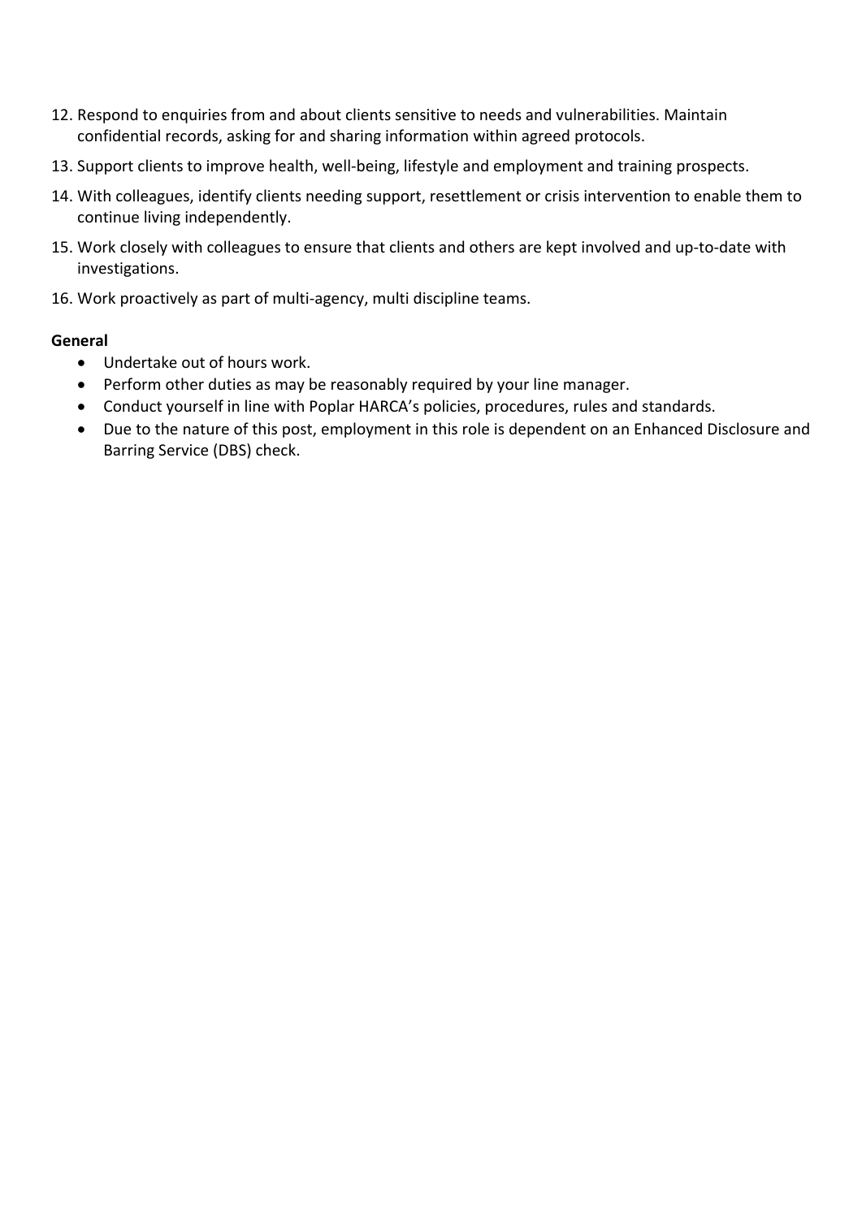12. Respond to enquiries from and about clients sensitive to needs and vulnerabilities. Maintain confidential records, asking for and sharing information within agreed protocols.
13. Support clients to improve health, well-being, lifestyle and employment and training prospects.
14. With colleagues, identify clients needing support, resettlement or crisis intervention to enable them to continue living independently.
15. Work closely with colleagues to ensure that clients and others are kept involved and up-to-date with investigations.
16. Work proactively as part of multi-agency, multi discipline teams.

**General**

- Undertake out of hours work.
- Perform other duties as may be reasonably required by your line manager.
- Conduct yourself in line with Poplar HARCA's policies, procedures, rules and standards.
- Due to the nature of this post, employment in this role is dependent on an Enhanced Disclosure and Barring Service (DBS) check.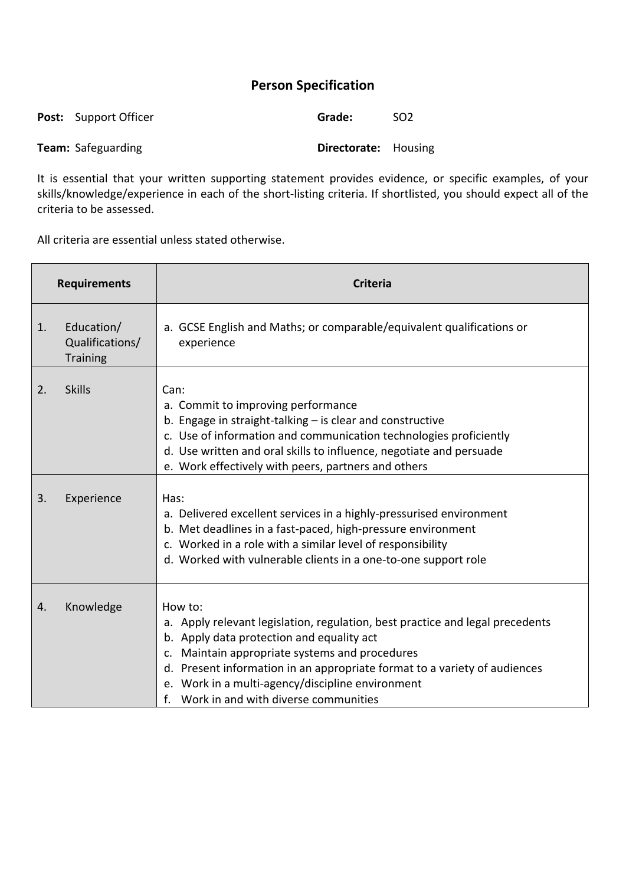# Person Specification

**Post:** Support Officer **Grade:** SO2

**Team:** Safeguarding **Directorate:** Housing

It is essential that your written supporting statement provides evidence, or specific examples, of your skills/knowledge/experience in each of the short-listing criteria. If shortlisted, you should expect all of the criteria to be assessed.

All criteria are essential unless stated otherwise.

| Requirements | Criteria |
|---|---|
| 1. Education/ Qualifications/ Training | a. GCSE English and Maths; or comparable/equivalent qualifications or experience |
| 2. Skills | Can:<br>a. Commit to improving performance<br>b. Engage in straight-talking – is clear and constructive<br>c. Use of information and communication technologies proficiently<br>d. Use written and oral skills to influence, negotiate and persuade<br>e. Work effectively with peers, partners and others |
| 3. Experience | Has:<br>a. Delivered excellent services in a highly-pressurised environment<br>b. Met deadlines in a fast-paced, high-pressure environment<br>c. Worked in a role with a similar level of responsibility<br>d. Worked with vulnerable clients in a one-to-one support role |
| 4. Knowledge | How to:<br>a. Apply relevant legislation, regulation, best practice and legal precedents<br>b. Apply data protection and equality act<br>c. Maintain appropriate systems and procedures<br>d. Present information in an appropriate format to a variety of audiences<br>e. Work in a multi-agency/discipline environment<br>f. Work in and with diverse communities |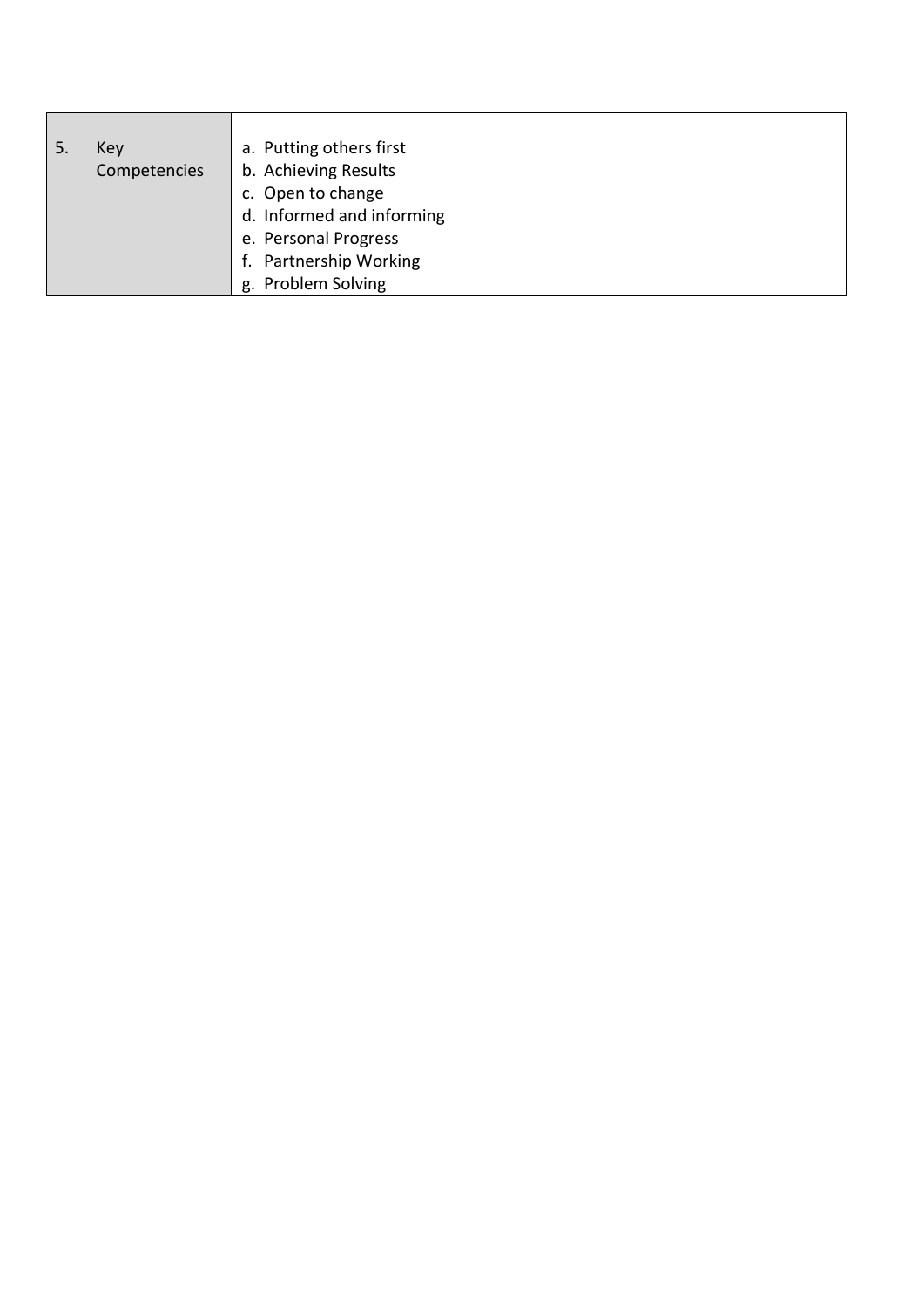| | | |
|---|---|---|
| 5. | Key Competencies | a. Putting others first<br>b. Achieving Results<br>c. Open to change<br>d. Informed and informing<br>e. Personal Progress<br>f. Partnership Working<br>g. Problem Solving |